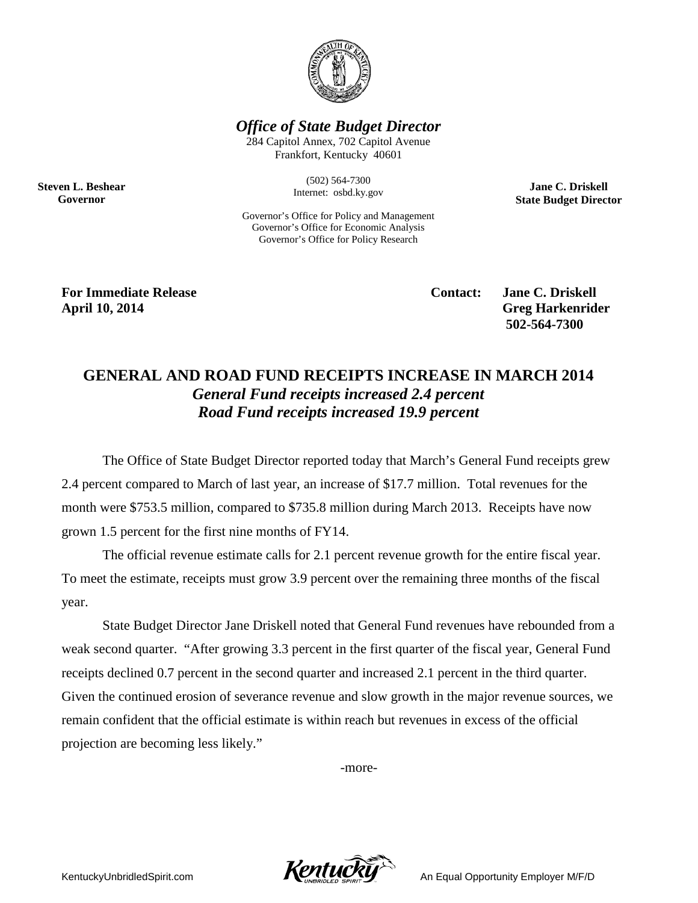***Office of State Budget Director***

284 Capitol Annex, 702 Capitol Avenue
Frankfort, Kentucky 40601

(502) 564-7300
Internet: osbd.ky.gov

Governor's Office for Policy and Management
Governor's Office for Economic Analysis
Governor's Office for Policy Research

**Steven L. Beshear**
**Governor**

**Jane C. Driskell**
**State Budget Director**

**For Immediate Release**
**April 10, 2014**

**Contact: Jane C. Driskell**
**Greg Harkenrider**
**502-564-7300**

# GENERAL AND ROAD FUND RECEIPTS INCREASE IN MARCH 2014

***General Fund receipts increased 2.4 percent***
***Road Fund receipts increased 19.9 percent***

The Office of State Budget Director reported today that March's General Fund receipts grew 2.4 percent compared to March of last year, an increase of $17.7 million. Total revenues for the month were $753.5 million, compared to $735.8 million during March 2013. Receipts have now grown 1.5 percent for the first nine months of FY14.

The official revenue estimate calls for 2.1 percent revenue growth for the entire fiscal year. To meet the estimate, receipts must grow 3.9 percent over the remaining three months of the fiscal year.

State Budget Director Jane Driskell noted that General Fund revenues have rebounded from a weak second quarter. "After growing 3.3 percent in the first quarter of the fiscal year, General Fund receipts declined 0.7 percent in the second quarter and increased 2.1 percent in the third quarter. Given the continued erosion of severance revenue and slow growth in the major revenue sources, we remain confident that the official estimate is within reach but revenues in excess of the official projection are becoming less likely."

-more-

KentuckyUnbridledSpirit.com

An Equal Opportunity Employer M/F/D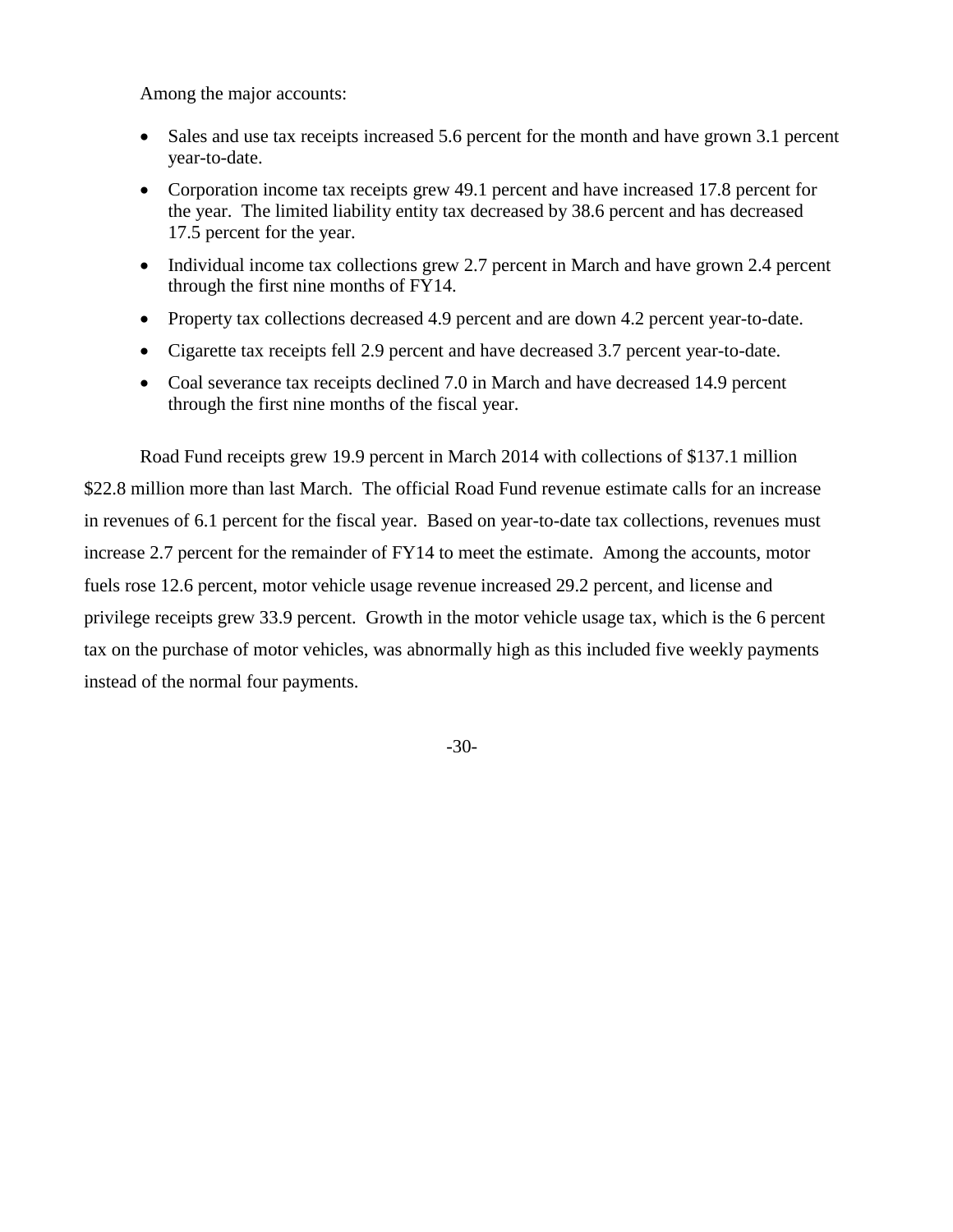Among the major accounts:

- Sales and use tax receipts increased 5.6 percent for the month and have grown 3.1 percent year-to-date.
- Corporation income tax receipts grew 49.1 percent and have increased 17.8 percent for the year. The limited liability entity tax decreased by 38.6 percent and has decreased 17.5 percent for the year.
- Individual income tax collections grew 2.7 percent in March and have grown 2.4 percent through the first nine months of FY14.
- Property tax collections decreased 4.9 percent and are down 4.2 percent year-to-date.
- Cigarette tax receipts fell 2.9 percent and have decreased 3.7 percent year-to-date.
- Coal severance tax receipts declined 7.0 in March and have decreased 14.9 percent through the first nine months of the fiscal year.

Road Fund receipts grew 19.9 percent in March 2014 with collections of $137.1 million $22.8 million more than last March. The official Road Fund revenue estimate calls for an increase in revenues of 6.1 percent for the fiscal year. Based on year-to-date tax collections, revenues must increase 2.7 percent for the remainder of FY14 to meet the estimate. Among the accounts, motor fuels rose 12.6 percent, motor vehicle usage revenue increased 29.2 percent, and license and privilege receipts grew 33.9 percent. Growth in the motor vehicle usage tax, which is the 6 percent tax on the purchase of motor vehicles, was abnormally high as this included five weekly payments instead of the normal four payments.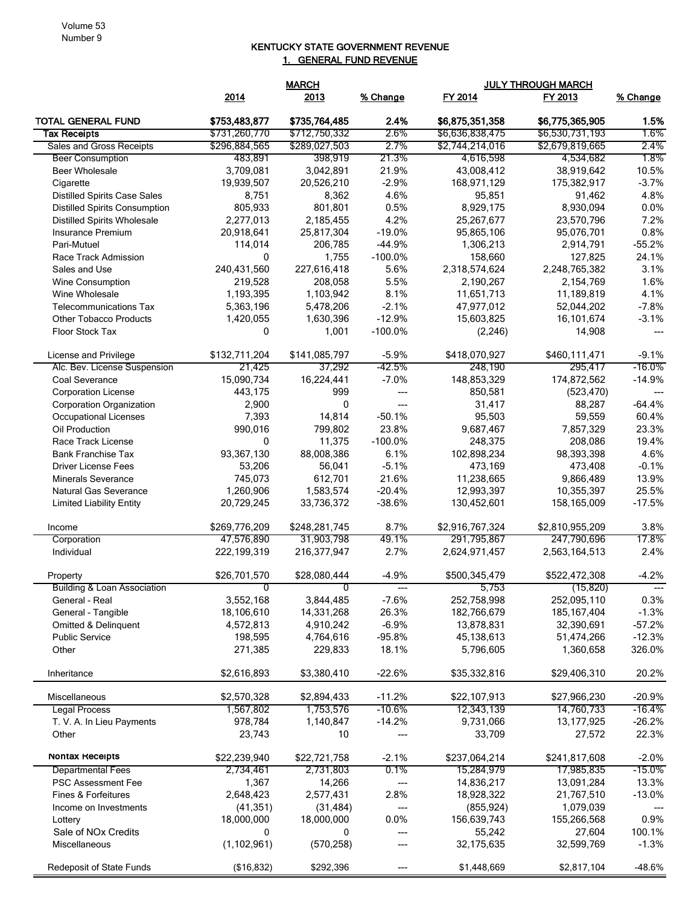# KENTUCKY STATE GOVERNMENT REVENUE

## 1. GENERAL FUND REVENUE

| | MARCH | | | JULY THROUGH MARCH | | |
|---|---|---|---|---|---|---|
| | 2014 | 2013 | % Change | FY 2014 | FY 2013 | % Change |
| **TOTAL GENERAL FUND** | **$753,483,877** | **$735,764,485** | **2.4%** | **$6,875,351,358** | **$6,775,365,905** | **1.5%** |
| **Tax Receipts** | $731,260,770 | $712,750,332 | 2.6% | $6,636,838,475 | $6,530,731,193 | 1.6% |
| Sales and Gross Receipts | $296,884,565 | $289,027,503 | 2.7% | $2,744,214,016 | $2,679,819,665 | 2.4% |
| Beer Consumption | 483,891 | 398,919 | 21.3% | 4,616,598 | 4,534,682 | 1.8% |
| Beer Wholesale | 3,709,081 | 3,042,891 | 21.9% | 43,008,412 | 38,919,642 | 10.5% |
| Cigarette | 19,939,507 | 20,526,210 | -2.9% | 168,971,129 | 175,382,917 | -3.7% |
| Distilled Spirits Case Sales | 8,751 | 8,362 | 4.6% | 95,851 | 91,462 | 4.8% |
| Distilled Spirits Consumption | 805,933 | 801,801 | 0.5% | 8,929,175 | 8,930,094 | 0.0% |
| Distilled Spirits Wholesale | 2,277,013 | 2,185,455 | 4.2% | 25,267,677 | 23,570,796 | 7.2% |
| Insurance Premium | 20,918,641 | 25,817,304 | -19.0% | 95,865,106 | 95,076,701 | 0.8% |
| Pari-Mutuel | 114,014 | 206,785 | -44.9% | 1,306,213 | 2,914,791 | -55.2% |
| Race Track Admission | 0 | 1,755 | -100.0% | 158,660 | 127,825 | 24.1% |
| Sales and Use | 240,431,560 | 227,616,418 | 5.6% | 2,318,574,624 | 2,248,765,382 | 3.1% |
| Wine Consumption | 219,528 | 208,058 | 5.5% | 2,190,267 | 2,154,769 | 1.6% |
| Wine Wholesale | 1,193,395 | 1,103,942 | 8.1% | 11,651,713 | 11,189,819 | 4.1% |
| Telecommunications Tax | 5,363,196 | 5,478,206 | -2.1% | 47,977,012 | 52,044,202 | -7.8% |
| Other Tobacco Products | 1,420,055 | 1,630,396 | -12.9% | 15,603,825 | 16,101,674 | -3.1% |
| Floor Stock Tax | 0 | 1,001 | -100.0% | (2,246) | 14,908 | --- |
| License and Privilege | $132,711,204 | $141,085,797 | -5.9% | $418,070,927 | $460,111,471 | -9.1% |
| Alc. Bev. License Suspension | 21,425 | 37,292 | -42.5% | 248,190 | 295,417 | -16.0% |
| Coal Severance | 15,090,734 | 16,224,441 | -7.0% | 148,853,329 | 174,872,562 | -14.9% |
| Corporation License | 443,175 | 999 | --- | 850,581 | (523,470) | --- |
| Corporation Organization | 2,900 | 0 | --- | 31,417 | 88,287 | -64.4% |
| Occupational Licenses | 7,393 | 14,814 | -50.1% | 95,503 | 59,559 | 60.4% |
| Oil Production | 990,016 | 799,802 | 23.8% | 9,687,467 | 7,857,329 | 23.3% |
| Race Track License | 0 | 11,375 | -100.0% | 248,375 | 208,086 | 19.4% |
| Bank Franchise Tax | 93,367,130 | 88,008,386 | 6.1% | 102,898,234 | 98,393,398 | 4.6% |
| Driver License Fees | 53,206 | 56,041 | -5.1% | 473,169 | 473,408 | -0.1% |
| Minerals Severance | 745,073 | 612,701 | 21.6% | 11,238,665 | 9,866,489 | 13.9% |
| Natural Gas Severance | 1,260,906 | 1,583,574 | -20.4% | 12,993,397 | 10,355,397 | 25.5% |
| Limited Liability Entity | 20,729,245 | 33,736,372 | -38.6% | 130,452,601 | 158,165,009 | -17.5% |
| Income | $269,776,209 | $248,281,745 | 8.7% | $2,916,767,324 | $2,810,955,209 | 3.8% |
| Corporation | 47,576,890 | 31,903,798 | 49.1% | 291,795,867 | 247,790,696 | 17.8% |
| Individual | 222,199,319 | 216,377,947 | 2.7% | 2,624,971,457 | 2,563,164,513 | 2.4% |
| Property | $26,701,570 | $28,080,444 | -4.9% | $500,345,479 | $522,472,308 | -4.2% |
| Building & Loan Association | 0 | 0 | --- | 5,753 | (15,820) | --- |
| General - Real | 3,552,168 | 3,844,485 | -7.6% | 252,758,998 | 252,095,110 | 0.3% |
| General - Tangible | 18,106,610 | 14,331,268 | 26.3% | 182,766,679 | 185,167,404 | -1.3% |
| Omitted & Delinquent | 4,572,813 | 4,910,242 | -6.9% | 13,878,831 | 32,390,691 | -57.2% |
| Public Service | 198,595 | 4,764,616 | -95.8% | 45,138,613 | 51,474,266 | -12.3% |
| Other | 271,385 | 229,833 | 18.1% | 5,796,605 | 1,360,658 | 326.0% |
| Inheritance | $2,616,893 | $3,380,410 | -22.6% | $35,332,816 | $29,406,310 | 20.2% |
| Miscellaneous | $2,570,328 | $2,894,433 | -11.2% | $22,107,913 | $27,966,230 | -20.9% |
| Legal Process | 1,567,802 | 1,753,576 | -10.6% | 12,343,139 | 14,760,733 | -16.4% |
| T. V. A. In Lieu Payments | 978,784 | 1,140,847 | -14.2% | 9,731,066 | 13,177,925 | -26.2% |
| Other | 23,743 | 10 | --- | 33,709 | 27,572 | 22.3% |
| **Nontax Receipts** | $22,239,940 | $22,721,758 | -2.1% | $237,064,214 | $241,817,608 | -2.0% |
| Departmental Fees | 2,734,461 | 2,731,803 | 0.1% | 15,284,979 | 17,985,835 | -15.0% |
| PSC Assessment Fee | 1,367 | 14,266 | --- | 14,836,217 | 13,091,284 | 13.3% |
| Fines & Forfeitures | 2,648,423 | 2,577,431 | 2.8% | 18,928,322 | 21,767,510 | -13.0% |
| Income on Investments | (41,351) | (31,484) | --- | (855,924) | 1,079,039 | --- |
| Lottery | 18,000,000 | 18,000,000 | 0.0% | 156,639,743 | 155,266,568 | 0.9% |
| Sale of NOx Credits | 0 | 0 | --- | 55,242 | 27,604 | 100.1% |
| Miscellaneous | (1,102,961) | (570,258) | --- | 32,175,635 | 32,599,769 | -1.3% |
| Redeposit of State Funds | ($16,832) | $292,396 | --- | $1,448,669 | $2,817,104 | -48.6% |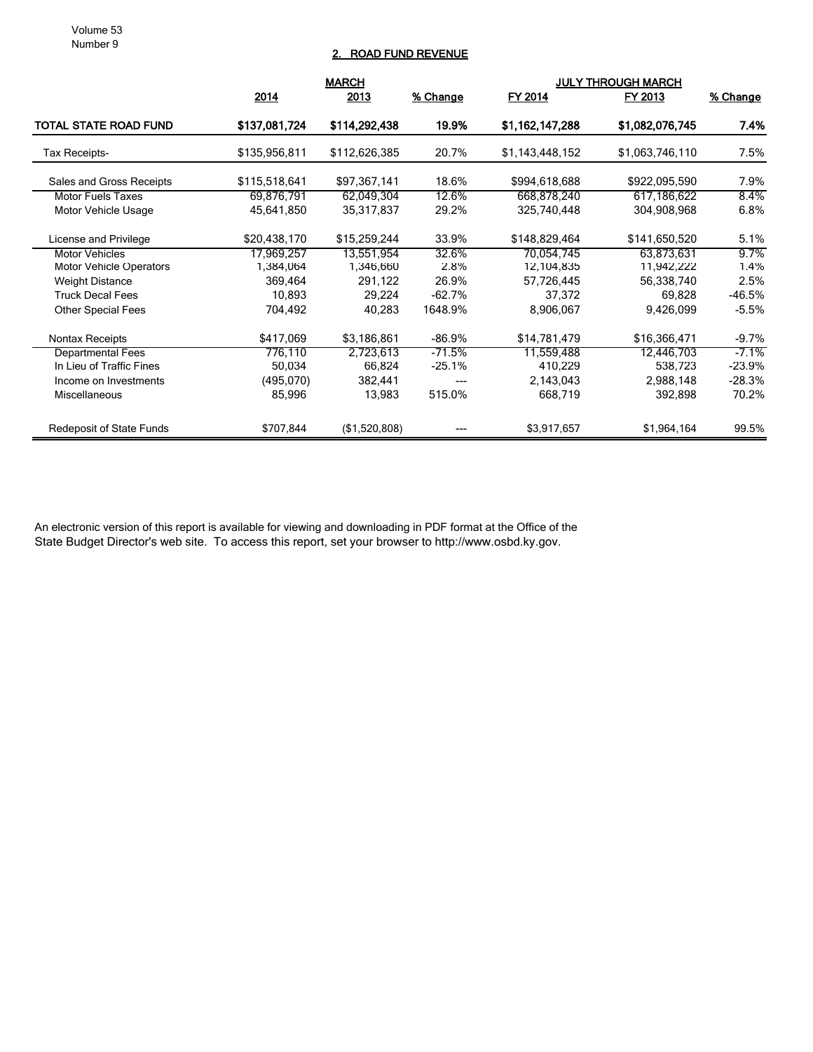## 2. ROAD FUND REVENUE

| | MARCH | | | JULY THROUGH MARCH | | |
|---|---|---|---|---|---|---|
| | 2014 | 2013 | % Change | FY 2014 | FY 2013 | % Change |
| **TOTAL STATE ROAD FUND** | **$137,081,724** | **$114,292,438** | **19.9%** | **$1,162,147,288** | **$1,082,076,745** | **7.4%** |
| Tax Receipts- | $135,956,811 | $112,626,385 | 20.7% | $1,143,448,152 | $1,063,746,110 | 7.5% |
| Sales and Gross Receipts | $115,518,641 | $97,367,141 | 18.6% | $994,618,688 | $922,095,590 | 7.9% |
| Motor Fuels Taxes | 69,876,791 | 62,049,304 | 12.6% | 668,878,240 | 617,186,622 | 8.4% |
| Motor Vehicle Usage | 45,641,850 | 35,317,837 | 29.2% | 325,740,448 | 304,908,968 | 6.8% |
| License and Privilege | $20,438,170 | $15,259,244 | 33.9% | $148,829,464 | $141,650,520 | 5.1% |
| Motor Vehicles | 17,969,257 | 13,551,954 | 32.6% | 70,054,745 | 63,873,631 | 9.7% |
| Motor Vehicle Operators | 1,384,064 | 1,346,660 | 2.8% | 12,104,835 | 11,942,222 | 1.4% |
| Weight Distance | 369,464 | 291,122 | 26.9% | 57,726,445 | 56,338,740 | 2.5% |
| Truck Decal Fees | 10,893 | 29,224 | -62.7% | 37,372 | 69,828 | -46.5% |
| Other Special Fees | 704,492 | 40,283 | 1648.9% | 8,906,067 | 9,426,099 | -5.5% |
| Nontax Receipts | $417,069 | $3,186,861 | -86.9% | $14,781,479 | $16,366,471 | -9.7% |
| Departmental Fees | 776,110 | 2,723,613 | -71.5% | 11,559,488 | 12,446,703 | -7.1% |
| In Lieu of Traffic Fines | 50,034 | 66,824 | -25.1% | 410,229 | 538,723 | -23.9% |
| Income on Investments | (495,070) | 382,441 | --- | 2,143,043 | 2,988,148 | -28.3% |
| Miscellaneous | 85,996 | 13,983 | 515.0% | 668,719 | 392,898 | 70.2% |
| Redeposit of State Funds | $707,844 | ($1,520,808) | --- | $3,917,657 | $1,964,164 | 99.5% |

An electronic version of this report is available for viewing and downloading in PDF format at the Office of the State Budget Director's web site. To access this report, set your browser to http://www.osbd.ky.gov.